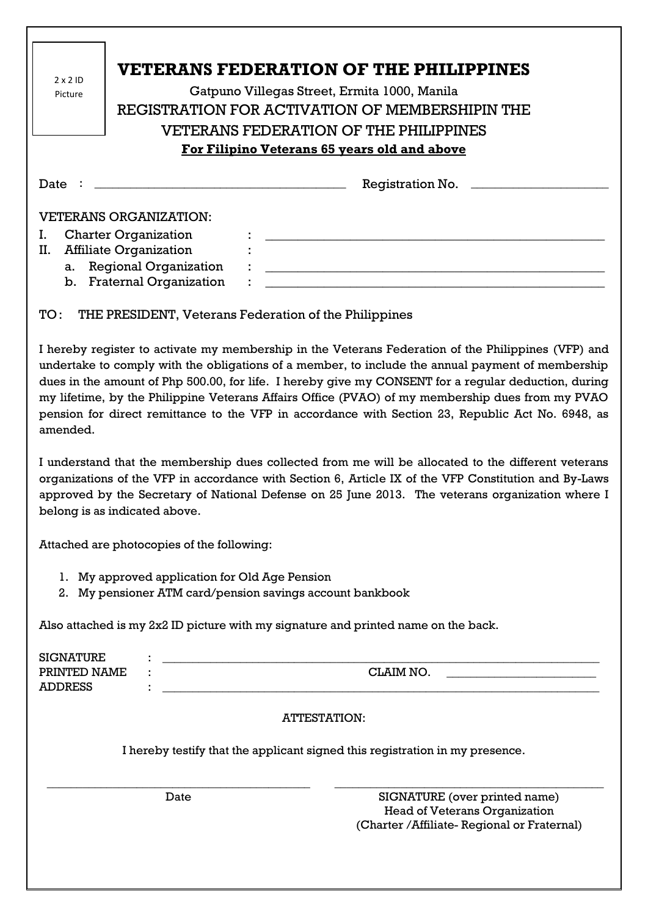2 x 2 ID Picture

# VETERANS FEDERATION OF THE PHILIPPINES

Gatpuno Villegas Street, Ermita 1000, Manila

REGISTRATION FOR ACTIVATION OF MEMBERSHIPIN THE VETERANS FEDERATION OF THE PHILIPPINES

**For Filipino Veterans 65 years old and above**

Date : ______________________________ Registration No. ____________________

VETERANS ORGANIZATION:

I. Charter Organization : ______________________________

II. Affiliate Organization :

   a. Regional Organization : ______________________________

   b. Fraternal Organization : ______________________________

TO : THE PRESIDENT, Veterans Federation of the Philippines

I hereby register to activate my membership in the Veterans Federation of the Philippines (VFP) and undertake to comply with the obligations of a member, to include the annual payment of membership dues in the amount of Php 500.00, for life. I hereby give my CONSENT for a regular deduction, during my lifetime, by the Philippine Veterans Affairs Office (PVAO) of my membership dues from my PVAO pension for direct remittance to the VFP in accordance with Section 23, Republic Act No. 6948, as amended.

I understand that the membership dues collected from me will be allocated to the different veterans organizations of the VFP in accordance with Section 6, Article IX of the VFP Constitution and By-Laws approved by the Secretary of National Defense on 25 June 2013. The veterans organization where I belong is as indicated above.

Attached are photocopies of the following:

1. My approved application for Old Age Pension
2. My pensioner ATM card/pension savings account bankbook

Also attached is my 2x2 ID picture with my signature and printed name on the back.

SIGNATURE : ______________________________

PRINTED NAME : ______________________________ CLAIM NO. ____________________

ADDRESS : ______________________________

ATTESTATION:

I hereby testify that the applicant signed this registration in my presence.

______________________________ ______________________________

Date

SIGNATURE (over printed name)
Head of Veterans Organization
(Charter /Affiliate- Regional or Fraternal)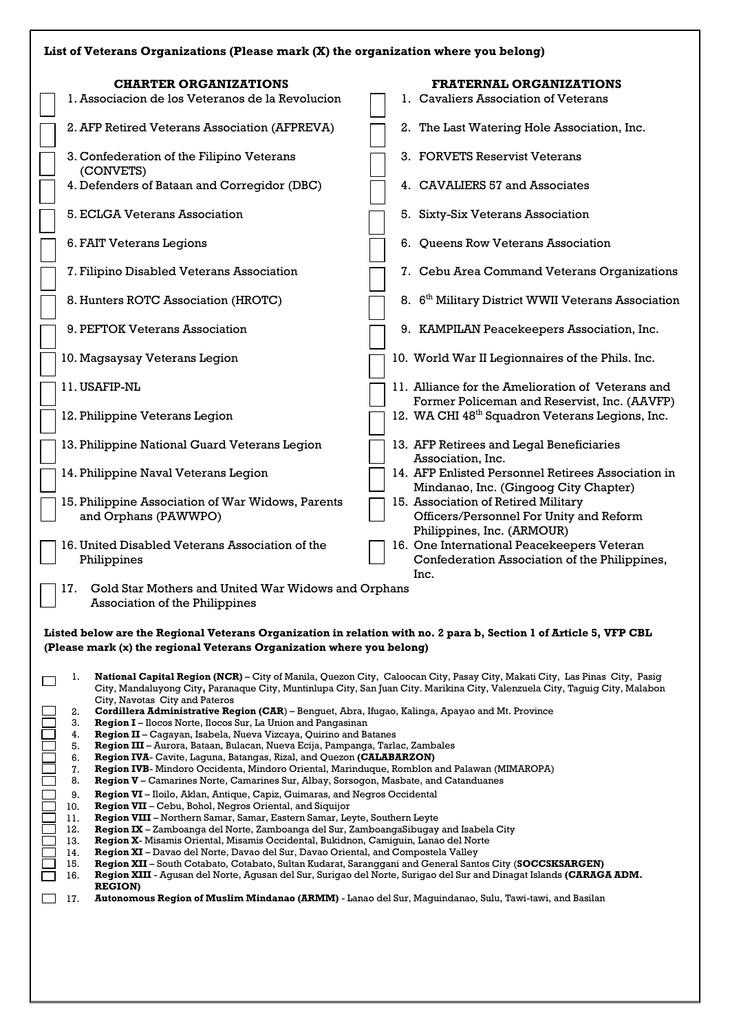**List of Veterans Organizations (Please mark (X) the organization where you belong)**

**CHARTER ORGANIZATIONS**

- [ ] 1. Associacion de los Veteranos de la Revolucion
- [ ] 2. AFP Retired Veterans Association (AFPREVA)
- [ ] 3. Confederation of the Filipino Veterans (CONVETS)
- [ ] 4. Defenders of Bataan and Corregidor (DBC)
- [ ] 5. ECLGA Veterans Association
- [ ] 6. FAIT Veterans Legions
- [ ] 7. Filipino Disabled Veterans Association
- [ ] 8. Hunters ROTC Association (HROTC)
- [ ] 9. PEFTOK Veterans Association
- [ ] 10. Magsaysay Veterans Legion
- [ ] 11. USAFIP-NL
- [ ] 12. Philippine Veterans Legion
- [ ] 13. Philippine National Guard Veterans Legion
- [ ] 14. Philippine Naval Veterans Legion
- [ ] 15. Philippine Association of War Widows, Parents and Orphans (PAWWPO)
- [ ] 16. United Disabled Veterans Association of the Philippines
- [ ] 17. Gold Star Mothers and United War Widows and Orphans Association of the Philippines

**FRATERNAL ORGANIZATIONS**

- [ ] 1. Cavaliers Association of Veterans
- [ ] 2. The Last Watering Hole Association, Inc.
- [ ] 3. FORVETS Reservist Veterans
- [ ] 4. CAVALIERS 57 and Associates
- [ ] 5. Sixty-Six Veterans Association
- [ ] 6. Queens Row Veterans Association
- [ ] 7. Cebu Area Command Veterans Organizations
- [ ] 8. 6th Military District WWII Veterans Association
- [ ] 9. KAMPILAN Peacekeepers Association, Inc.
- [ ] 10. World War II Legionnaires of the Phils. Inc.
- [ ] 11. Alliance for the Amelioration of Veterans and Former Policeman and Reservist, Inc. (AAVFP)
- [ ] 12. WA CHI 48th Squadron Veterans Legions, Inc.
- [ ] 13. AFP Retirees and Legal Beneficiaries Association, Inc.
- [ ] 14. AFP Enlisted Personnel Retirees Association in Mindanao, Inc. (Gingoog City Chapter)
- [ ] 15. Association of Retired Military Officers/Personnel For Unity and Reform Philippines, Inc. (ARMOUR)
- [ ] 16. One International Peacekeepers Veteran Confederation Association of the Philippines, Inc.

**Listed below are the Regional Veterans Organization in relation with no. 2 para b, Section 1 of Article 5, VFP CBL (Please mark (x) the regional Veterans Organization where you belong)**

- [ ] 1. **National Capital Region (NCR)** – City of Manila, Quezon City, Caloocan City, Pasay City, Makati City, Las Pinas City, Pasig City, Mandaluyong City**,** Paranaque City, Muntinlupa City, San Juan City. Marikina City, Valenzuela City, Taguig City, Malabon City, Navotas City and Pateros
- [ ] 2. **Cordillera Administrative Region (CAR**) – Benguet, Abra, Ifugao, Kalinga, Apayao and Mt. Province
- [ ] 3. **Region I** – Ilocos Norte, Ilocos Sur, La Union and Pangasinan
- [ ] 4. **Region II** – Cagayan, Isabela, Nueva Vizcaya, Quirino and Batanes
- [ ] 5. **Region III** – Aurora, Bataan, Bulacan, Nueva Ecija, Pampanga, Tarlac, Zambales
- [ ] 6. **Region IVA**- Cavite, Laguna, Batangas, Rizal, and Quezon **(CALABARZON)**
- [ ] 7. **Region IVB**- Mindoro Occidenta, Mindoro Oriental, Marinduque, Romblon and Palawan (MIMAROPA)
- [ ] 8. **Region V** – Camarines Norte, Camarines Sur, Albay, Sorsogon, Masbate, and Catanduanes
- [ ] 9. **Region VI** – Iloilo, Aklan, Antique, Capiz, Guimaras, and Negros Occidental
- [ ] 10. **Region VII** – Cebu, Bohol, Negros Oriental, and Siquijor
- [ ] 11. **Region VIII** – Northern Samar, Samar, Eastern Samar, Leyte, Southern Leyte
- [ ] 12. **Region IX** – Zamboanga del Norte, Zamboanga del Sur, ZamboangaSibugay and Isabela City
- [ ] 13. **Region X**- Misamis Oriental, Misamis Occidental, Bukidnon, Camiguin, Lanao del Norte
- [ ] 14. **Region XI** – Davao del Norte, Davao del Sur, Davao Oriental, and Compostela Valley
- [ ] 15. **Region XII** – South Cotabato, Cotabato, Sultan Kudarat, Saranggani and General Santos City (**SOCCSKSARGEN)**
- [ ] 16. **Region XIII** - Agusan del Norte, Agusan del Sur, Surigao del Norte, Surigao del Sur and Dinagat Islands **(CARAGA ADM. REGION)**
- [ ] 17. **Autonomous Region of Muslim Mindanao (ARMM)** - Lanao del Sur, Maguindanao, Sulu, Tawi-tawi, and Basilan